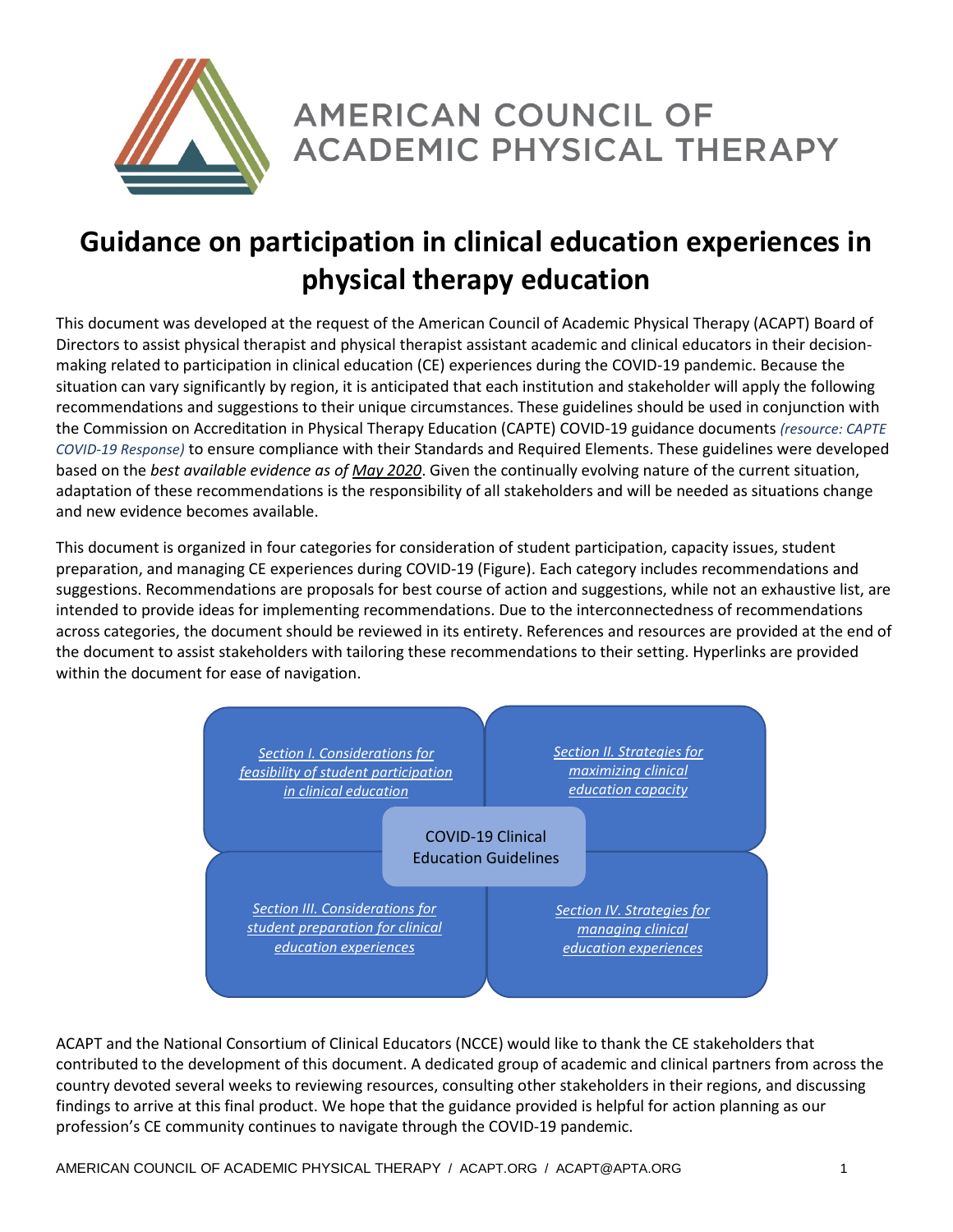AMERICAN COUNCIL OF ACADEMIC PHYSICAL THERAPY

# Guidance on participation in clinical education experiences in physical therapy education

This document was developed at the request of the American Council of Academic Physical Therapy (ACAPT) Board of Directors to assist physical therapist and physical therapist assistant academic and clinical educators in their decision-making related to participation in clinical education (CE) experiences during the COVID-19 pandemic. Because the situation can vary significantly by region, it is anticipated that each institution and stakeholder will apply the following recommendations and suggestions to their unique circumstances. These guidelines should be used in conjunction with the Commission on Accreditation in Physical Therapy Education (CAPTE) COVID-19 guidance documents *(resource: CAPTE COVID-19 Response)* to ensure compliance with their Standards and Required Elements. These guidelines were developed based on the *best available evidence as of May 2020*. Given the continually evolving nature of the current situation, adaptation of these recommendations is the responsibility of all stakeholders and will be needed as situations change and new evidence becomes available.

This document is organized in four categories for consideration of student participation, capacity issues, student preparation, and managing CE experiences during COVID-19 (Figure). Each category includes recommendations and suggestions. Recommendations are proposals for best course of action and suggestions, while not an exhaustive list, are intended to provide ideas for implementing recommendations. Due to the interconnectedness of recommendations across categories, the document should be reviewed in its entirety. References and resources are provided at the end of the document to assist stakeholders with tailoring these recommendations to their setting. Hyperlinks are provided within the document for ease of navigation.

COVID-19 Clinical Education Guidelines

- *Section I. Considerations for feasibility of student participation in clinical education*
- *Section II. Strategies for maximizing clinical education capacity*
- *Section III. Considerations for student preparation for clinical education experiences*
- *Section IV. Strategies for managing clinical education experiences*

ACAPT and the National Consortium of Clinical Educators (NCCE) would like to thank the CE stakeholders that contributed to the development of this document. A dedicated group of academic and clinical partners from across the country devoted several weeks to reviewing resources, consulting other stakeholders in their regions, and discussing findings to arrive at this final product. We hope that the guidance provided is helpful for action planning as our profession's CE community continues to navigate through the COVID-19 pandemic.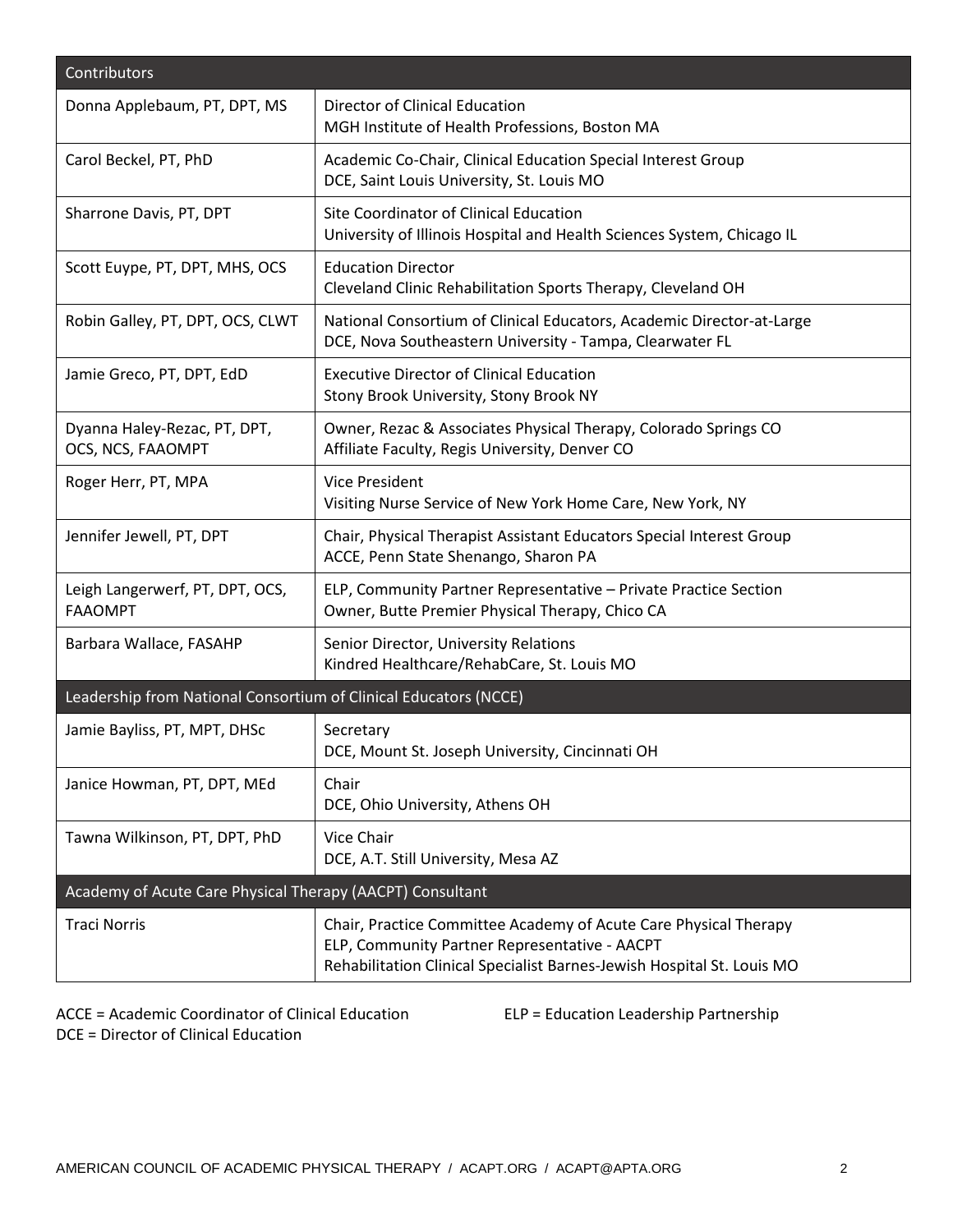| Contributors | |
|---|---|
| Donna Applebaum, PT, DPT, MS | Director of Clinical Education<br>MGH Institute of Health Professions, Boston MA |
| Carol Beckel, PT, PhD | Academic Co-Chair, Clinical Education Special Interest Group<br>DCE, Saint Louis University, St. Louis MO |
| Sharrone Davis, PT, DPT | Site Coordinator of Clinical Education<br>University of Illinois Hospital and Health Sciences System, Chicago IL |
| Scott Euype, PT, DPT, MHS, OCS | Education Director<br>Cleveland Clinic Rehabilitation Sports Therapy, Cleveland OH |
| Robin Galley, PT, DPT, OCS, CLWT | National Consortium of Clinical Educators, Academic Director-at-Large<br>DCE, Nova Southeastern University - Tampa, Clearwater FL |
| Jamie Greco, PT, DPT, EdD | Executive Director of Clinical Education<br>Stony Brook University, Stony Brook NY |
| Dyanna Haley-Rezac, PT, DPT, OCS, NCS, FAAOMPT | Owner, Rezac & Associates Physical Therapy, Colorado Springs CO<br>Affiliate Faculty, Regis University, Denver CO |
| Roger Herr, PT, MPA | Vice President<br>Visiting Nurse Service of New York Home Care, New York, NY |
| Jennifer Jewell, PT, DPT | Chair, Physical Therapist Assistant Educators Special Interest Group<br>ACCE, Penn State Shenango, Sharon PA |
| Leigh Langerwerf, PT, DPT, OCS, FAAOMPT | ELP, Community Partner Representative – Private Practice Section<br>Owner, Butte Premier Physical Therapy, Chico CA |
| Barbara Wallace, FASAHP | Senior Director, University Relations<br>Kindred Healthcare/RehabCare, St. Louis MO |
| **Leadership from National Consortium of Clinical Educators (NCCE)** | |
| Jamie Bayliss, PT, MPT, DHSc | Secretary<br>DCE, Mount St. Joseph University, Cincinnati OH |
| Janice Howman, PT, DPT, MEd | Chair<br>DCE, Ohio University, Athens OH |
| Tawna Wilkinson, PT, DPT, PhD | Vice Chair<br>DCE, A.T. Still University, Mesa AZ |
| **Academy of Acute Care Physical Therapy (AACPT) Consultant** | |
| Traci Norris | Chair, Practice Committee Academy of Acute Care Physical Therapy<br>ELP, Community Partner Representative - AACPT<br>Rehabilitation Clinical Specialist Barnes-Jewish Hospital St. Louis MO |

ACCE = Academic Coordinator of Clinical Education
DCE = Director of Clinical Education
ELP = Education Leadership Partnership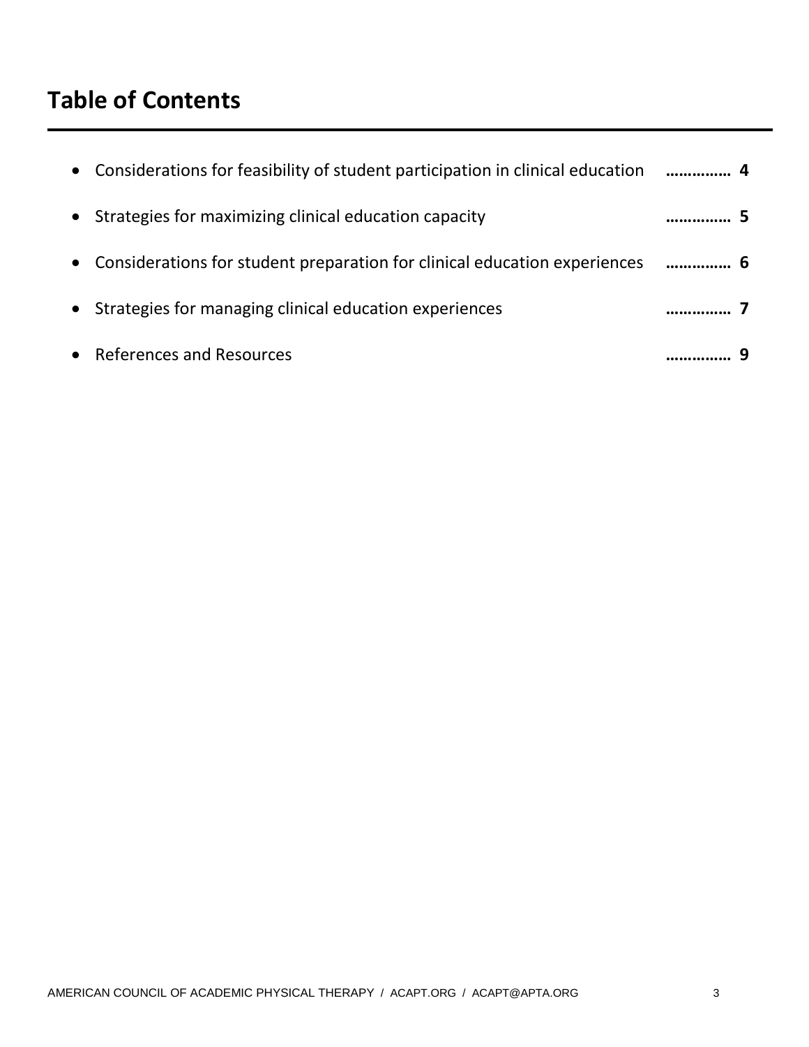# Table of Contents

- Considerations for feasibility of student participation in clinical education ………….. 4
- Strategies for maximizing clinical education capacity ………….. 5
- Considerations for student preparation for clinical education experiences ………….. 6
- Strategies for managing clinical education experiences ………….. 7
- References and Resources ………….. 9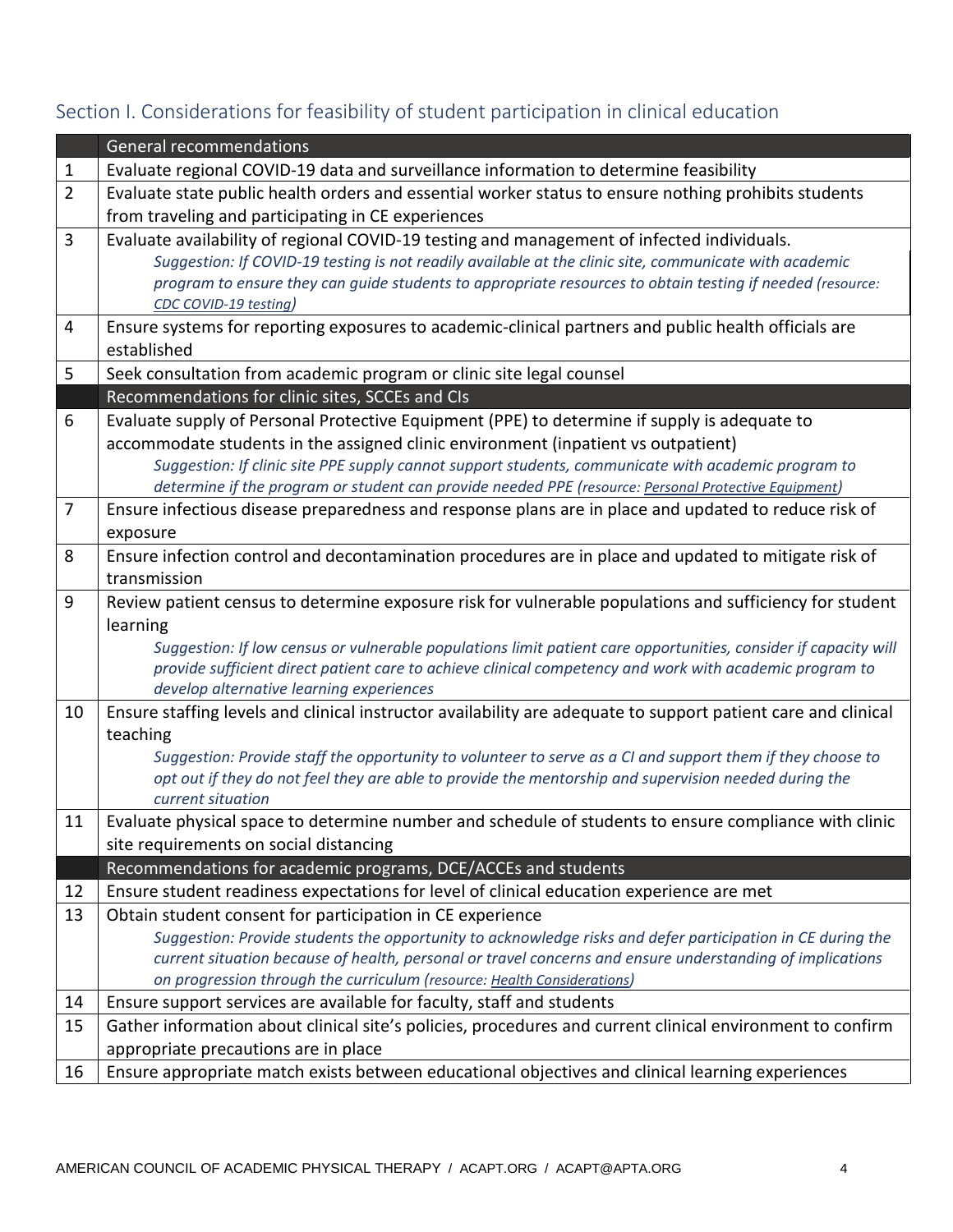## Section I. Considerations for feasibility of student participation in clinical education

| | General recommendations |
|---|---|
| 1 | Evaluate regional COVID-19 data and surveillance information to determine feasibility |
| 2 | Evaluate state public health orders and essential worker status to ensure nothing prohibits students from traveling and participating in CE experiences |
| 3 | Evaluate availability of regional COVID-19 testing and management of infected individuals.<br>*Suggestion: If COVID-19 testing is not readily available at the clinic site, communicate with academic program to ensure they can guide students to appropriate resources to obtain testing if needed (resource: CDC COVID-19 testing)* |
| 4 | Ensure systems for reporting exposures to academic-clinical partners and public health officials are established |
| 5 | Seek consultation from academic program or clinic site legal counsel |
| | **Recommendations for clinic sites, SCCEs and CIs** |
| 6 | Evaluate supply of Personal Protective Equipment (PPE) to determine if supply is adequate to accommodate students in the assigned clinic environment (inpatient vs outpatient)<br>*Suggestion: If clinic site PPE supply cannot support students, communicate with academic program to determine if the program or student can provide needed PPE (resource: Personal Protective Equipment)* |
| 7 | Ensure infectious disease preparedness and response plans are in place and updated to reduce risk of exposure |
| 8 | Ensure infection control and decontamination procedures are in place and updated to mitigate risk of transmission |
| 9 | Review patient census to determine exposure risk for vulnerable populations and sufficiency for student learning<br>*Suggestion: If low census or vulnerable populations limit patient care opportunities, consider if capacity will provide sufficient direct patient care to achieve clinical competency and work with academic program to develop alternative learning experiences* |
| 10 | Ensure staffing levels and clinical instructor availability are adequate to support patient care and clinical teaching<br>*Suggestion: Provide staff the opportunity to volunteer to serve as a CI and support them if they choose to opt out if they do not feel they are able to provide the mentorship and supervision needed during the current situation* |
| 11 | Evaluate physical space to determine number and schedule of students to ensure compliance with clinic site requirements on social distancing |
| | **Recommendations for academic programs, DCE/ACCEs and students** |
| 12 | Ensure student readiness expectations for level of clinical education experience are met |
| 13 | Obtain student consent for participation in CE experience<br>*Suggestion: Provide students the opportunity to acknowledge risks and defer participation in CE during the current situation because of health, personal or travel concerns and ensure understanding of implications on progression through the curriculum (resource: Health Considerations)* |
| 14 | Ensure support services are available for faculty, staff and students |
| 15 | Gather information about clinical site's policies, procedures and current clinical environment to confirm appropriate precautions are in place |
| 16 | Ensure appropriate match exists between educational objectives and clinical learning experiences |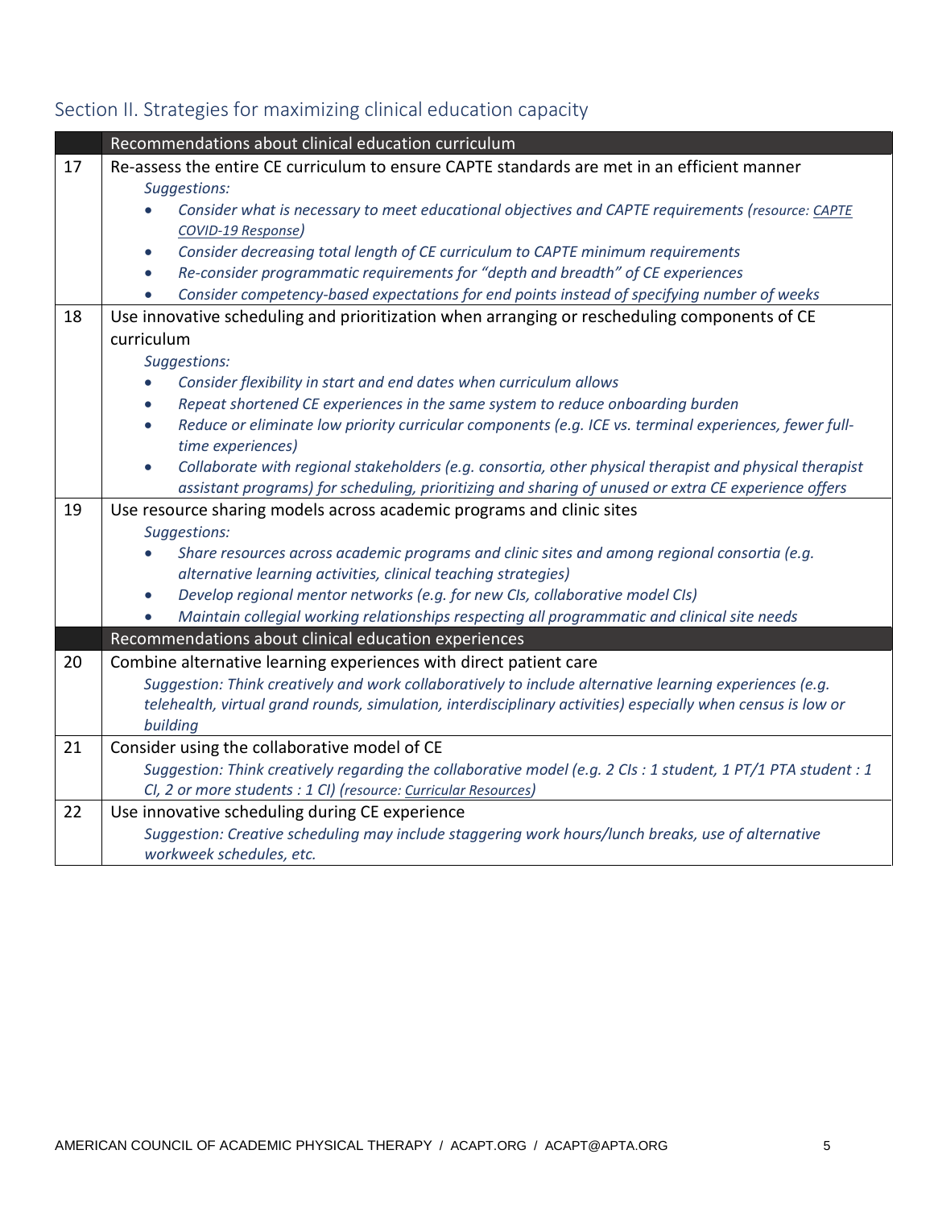## Section II. Strategies for maximizing clinical education capacity

| | Recommendations about clinical education curriculum |
|---|---|
| 17 | Re-assess the entire CE curriculum to ensure CAPTE standards are met in an efficient manner<br>*Suggestions:*<br>• *Consider what is necessary to meet educational objectives and CAPTE requirements (resource: CAPTE COVID-19 Response)*<br>• *Consider decreasing total length of CE curriculum to CAPTE minimum requirements*<br>• *Re-consider programmatic requirements for "depth and breadth" of CE experiences*<br>• *Consider competency-based expectations for end points instead of specifying number of weeks* |
| 18 | Use innovative scheduling and prioritization when arranging or rescheduling components of CE curriculum<br>*Suggestions:*<br>• *Consider flexibility in start and end dates when curriculum allows*<br>• *Repeat shortened CE experiences in the same system to reduce onboarding burden*<br>• *Reduce or eliminate low priority curricular components (e.g. ICE vs. terminal experiences, fewer full-time experiences)*<br>• *Collaborate with regional stakeholders (e.g. consortia, other physical therapist and physical therapist assistant programs) for scheduling, prioritizing and sharing of unused or extra CE experience offers* |
| 19 | Use resource sharing models across academic programs and clinic sites<br>*Suggestions:*<br>• *Share resources across academic programs and clinic sites and among regional consortia (e.g. alternative learning activities, clinical teaching strategies)*<br>• *Develop regional mentor networks (e.g. for new CIs, collaborative model CIs)*<br>• *Maintain collegial working relationships respecting all programmatic and clinical site needs* |
| | **Recommendations about clinical education experiences** |
| 20 | Combine alternative learning experiences with direct patient care<br>*Suggestion: Think creatively and work collaboratively to include alternative learning experiences (e.g. telehealth, virtual grand rounds, simulation, interdisciplinary activities) especially when census is low or building* |
| 21 | Consider using the collaborative model of CE<br>*Suggestion: Think creatively regarding the collaborative model (e.g. 2 CIs : 1 student, 1 PT/1 PTA student : 1 CI, 2 or more students : 1 CI) (resource: Curricular Resources)* |
| 22 | Use innovative scheduling during CE experience<br>*Suggestion: Creative scheduling may include staggering work hours/lunch breaks, use of alternative workweek schedules, etc.* |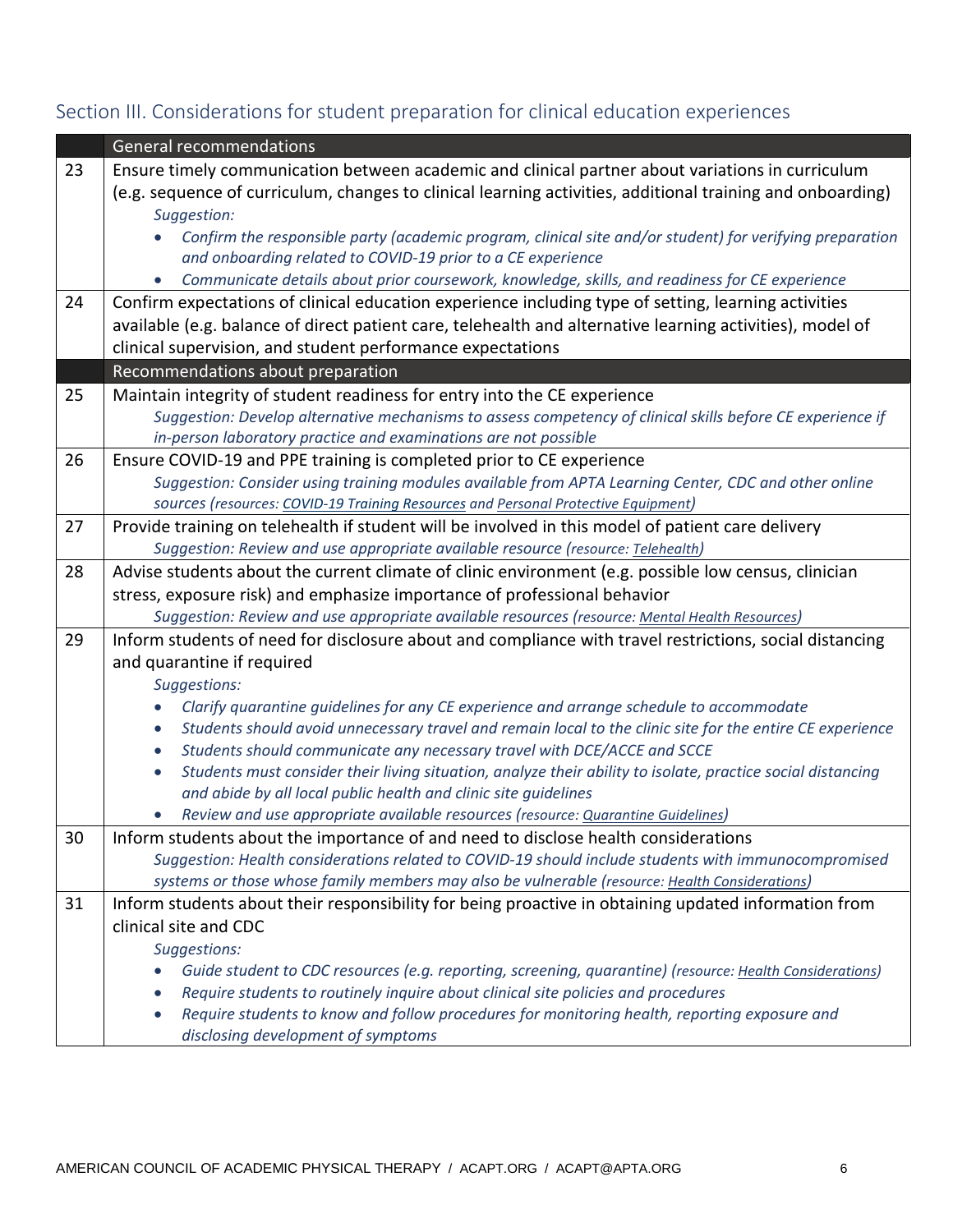## Section III. Considerations for student preparation for clinical education experiences

| | General recommendations |
|---|---|
| 23 | Ensure timely communication between academic and clinical partner about variations in curriculum (e.g. sequence of curriculum, changes to clinical learning activities, additional training and onboarding)<br>*Suggestion:*<br>• *Confirm the responsible party (academic program, clinical site and/or student) for verifying preparation and onboarding related to COVID-19 prior to a CE experience*<br>• *Communicate details about prior coursework, knowledge, skills, and readiness for CE experience* |
| 24 | Confirm expectations of clinical education experience including type of setting, learning activities available (e.g. balance of direct patient care, telehealth and alternative learning activities), model of clinical supervision, and student performance expectations |
| | **Recommendations about preparation** |
| 25 | Maintain integrity of student readiness for entry into the CE experience<br>*Suggestion: Develop alternative mechanisms to assess competency of clinical skills before CE experience if in-person laboratory practice and examinations are not possible* |
| 26 | Ensure COVID-19 and PPE training is completed prior to CE experience<br>*Suggestion: Consider using training modules available from APTA Learning Center, CDC and other online sources (resources: COVID-19 Training Resources and Personal Protective Equipment)* |
| 27 | Provide training on telehealth if student will be involved in this model of patient care delivery<br>*Suggestion: Review and use appropriate available resource (resource: Telehealth)* |
| 28 | Advise students about the current climate of clinic environment (e.g. possible low census, clinician stress, exposure risk) and emphasize importance of professional behavior<br>*Suggestion: Review and use appropriate available resources (resource: Mental Health Resources)* |
| 29 | Inform students of need for disclosure about and compliance with travel restrictions, social distancing and quarantine if required<br>*Suggestions:*<br>• *Clarify quarantine guidelines for any CE experience and arrange schedule to accommodate*<br>• *Students should avoid unnecessary travel and remain local to the clinic site for the entire CE experience*<br>• *Students should communicate any necessary travel with DCE/ACCE and SCCE*<br>• *Students must consider their living situation, analyze their ability to isolate, practice social distancing and abide by all local public health and clinic site guidelines*<br>• *Review and use appropriate available resources (resource: Quarantine Guidelines)* |
| 30 | Inform students about the importance of and need to disclose health considerations<br>*Suggestion: Health considerations related to COVID-19 should include students with immunocompromised systems or those whose family members may also be vulnerable (resource: Health Considerations)* |
| 31 | Inform students about their responsibility for being proactive in obtaining updated information from clinical site and CDC<br>*Suggestions:*<br>• *Guide student to CDC resources (e.g. reporting, screening, quarantine) (resource: Health Considerations)*<br>• *Require students to routinely inquire about clinical site policies and procedures*<br>• *Require students to know and follow procedures for monitoring health, reporting exposure and disclosing development of symptoms* |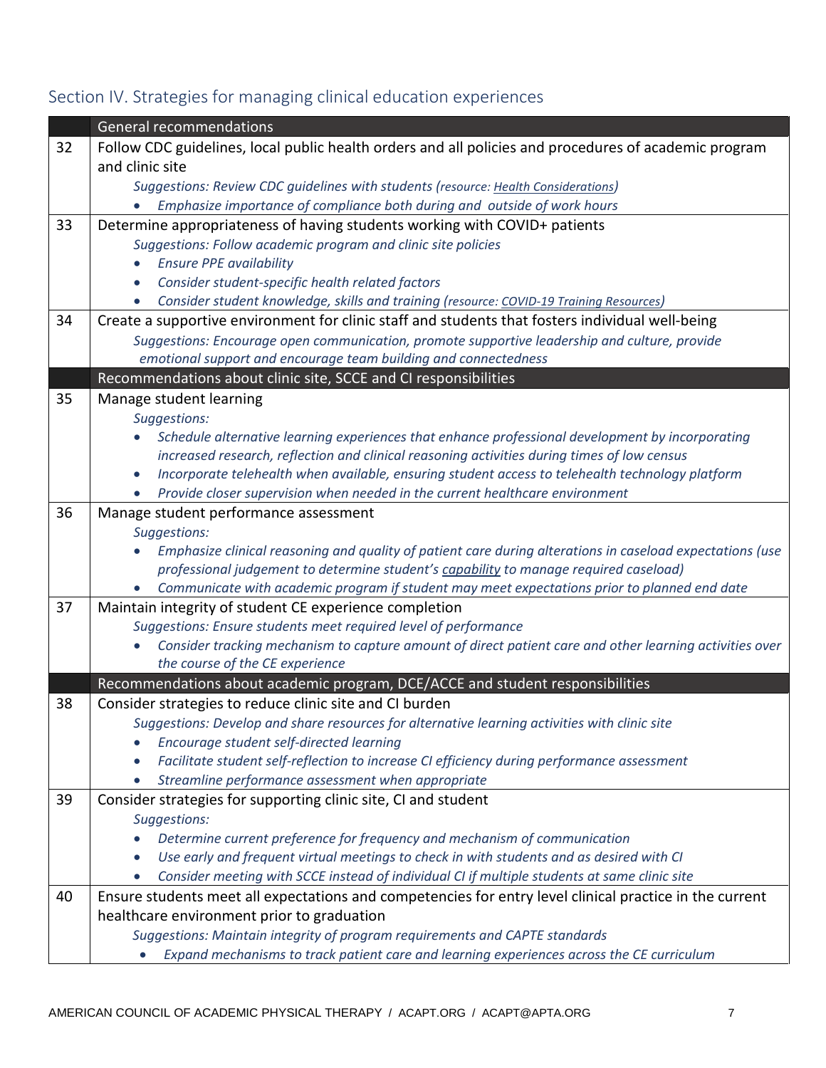## Section IV. Strategies for managing clinical education experiences

| | General recommendations |
|---|---|
| 32 | Follow CDC guidelines, local public health orders and all policies and procedures of academic program and clinic site<br>*Suggestions: Review CDC guidelines with students (resource: Health Considerations)*<br>• *Emphasize importance of compliance both during and outside of work hours* |
| 33 | Determine appropriateness of having students working with COVID+ patients<br>*Suggestions: Follow academic program and clinic site policies*<br>• *Ensure PPE availability*<br>• *Consider student-specific health related factors*<br>• *Consider student knowledge, skills and training (resource: COVID-19 Training Resources)* |
| 34 | Create a supportive environment for clinic staff and students that fosters individual well-being<br>*Suggestions: Encourage open communication, promote supportive leadership and culture, provide emotional support and encourage team building and connectedness* |
| | **Recommendations about clinic site, SCCE and CI responsibilities** |
| 35 | Manage student learning<br>*Suggestions:*<br>• *Schedule alternative learning experiences that enhance professional development by incorporating increased research, reflection and clinical reasoning activities during times of low census*<br>• *Incorporate telehealth when available, ensuring student access to telehealth technology platform*<br>• *Provide closer supervision when needed in the current healthcare environment* |
| 36 | Manage student performance assessment<br>*Suggestions:*<br>• *Emphasize clinical reasoning and quality of patient care during alterations in caseload expectations (use professional judgement to determine student's capability to manage required caseload)*<br>• *Communicate with academic program if student may meet expectations prior to planned end date* |
| 37 | Maintain integrity of student CE experience completion<br>*Suggestions: Ensure students meet required level of performance*<br>• *Consider tracking mechanism to capture amount of direct patient care and other learning activities over the course of the CE experience* |
| | **Recommendations about academic program, DCE/ACCE and student responsibilities** |
| 38 | Consider strategies to reduce clinic site and CI burden<br>*Suggestions: Develop and share resources for alternative learning activities with clinic site*<br>• *Encourage student self-directed learning*<br>• *Facilitate student self-reflection to increase CI efficiency during performance assessment*<br>• *Streamline performance assessment when appropriate* |
| 39 | Consider strategies for supporting clinic site, CI and student<br>*Suggestions:*<br>• *Determine current preference for frequency and mechanism of communication*<br>• *Use early and frequent virtual meetings to check in with students and as desired with CI*<br>• *Consider meeting with SCCE instead of individual CI if multiple students at same clinic site* |
| 40 | Ensure students meet all expectations and competencies for entry level clinical practice in the current healthcare environment prior to graduation<br>*Suggestions: Maintain integrity of program requirements and CAPTE standards*<br>• *Expand mechanisms to track patient care and learning experiences across the CE curriculum* |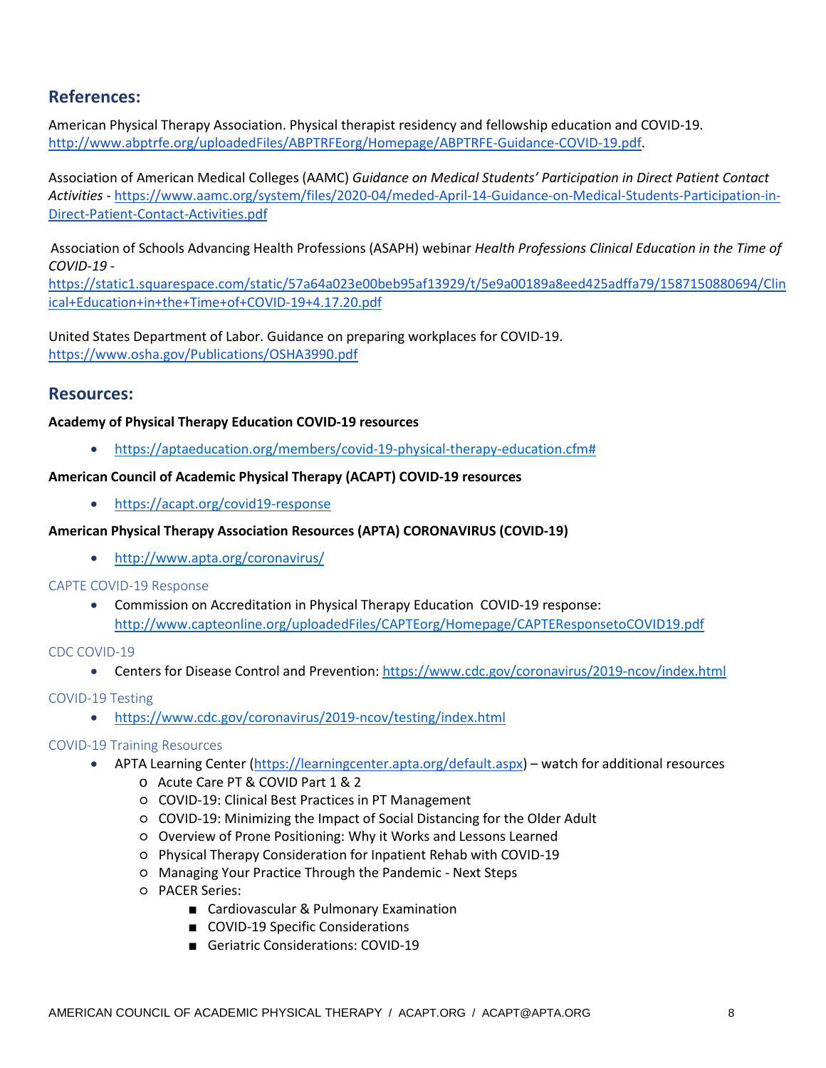## References:

American Physical Therapy Association. Physical therapist residency and fellowship education and COVID-19. http://www.abptrfe.org/uploadedFiles/ABPTRFEorg/Homepage/ABPTRFE-Guidance-COVID-19.pdf.

Association of American Medical Colleges (AAMC) *Guidance on Medical Students' Participation in Direct Patient Contact Activities* - https://www.aamc.org/system/files/2020-04/meded-April-14-Guidance-on-Medical-Students-Participation-in-Direct-Patient-Contact-Activities.pdf

Association of Schools Advancing Health Professions (ASAPH) webinar *Health Professions Clinical Education in the Time of COVID-19* - https://static1.squarespace.com/static/57a64a023e00beb95af13929/t/5e9a00189a8eed425adffa79/1587150880694/Clinical+Education+in+the+Time+of+COVID-19+4.17.20.pdf

United States Department of Labor. Guidance on preparing workplaces for COVID-19. https://www.osha.gov/Publications/OSHA3990.pdf

## Resources:

**Academy of Physical Therapy Education COVID-19 resources**

- https://aptaeducation.org/members/covid-19-physical-therapy-education.cfm#

**American Council of Academic Physical Therapy (ACAPT) COVID-19 resources**

- https://acapt.org/covid19-response

**American Physical Therapy Association Resources (APTA) CORONAVIRUS (COVID-19)**

- http://www.apta.org/coronavirus/

### CAPTE COVID-19 Response

- Commission on Accreditation in Physical Therapy Education COVID-19 response: http://www.capteonline.org/uploadedFiles/CAPTEorg/Homepage/CAPTEResponsetoCOVID19.pdf

### CDC COVID-19

- Centers for Disease Control and Prevention: https://www.cdc.gov/coronavirus/2019-ncov/index.html

### COVID-19 Testing

- https://www.cdc.gov/coronavirus/2019-ncov/testing/index.html

### COVID-19 Training Resources

- APTA Learning Center (https://learningcenter.apta.org/default.aspx) – watch for additional resources
  - Acute Care PT & COVID Part 1 & 2
  - COVID-19: Clinical Best Practices in PT Management
  - COVID-19: Minimizing the Impact of Social Distancing for the Older Adult
  - Overview of Prone Positioning: Why it Works and Lessons Learned
  - Physical Therapy Consideration for Inpatient Rehab with COVID-19
  - Managing Your Practice Through the Pandemic - Next Steps
  - PACER Series:
    - Cardiovascular & Pulmonary Examination
    - COVID-19 Specific Considerations
    - Geriatric Considerations: COVID-19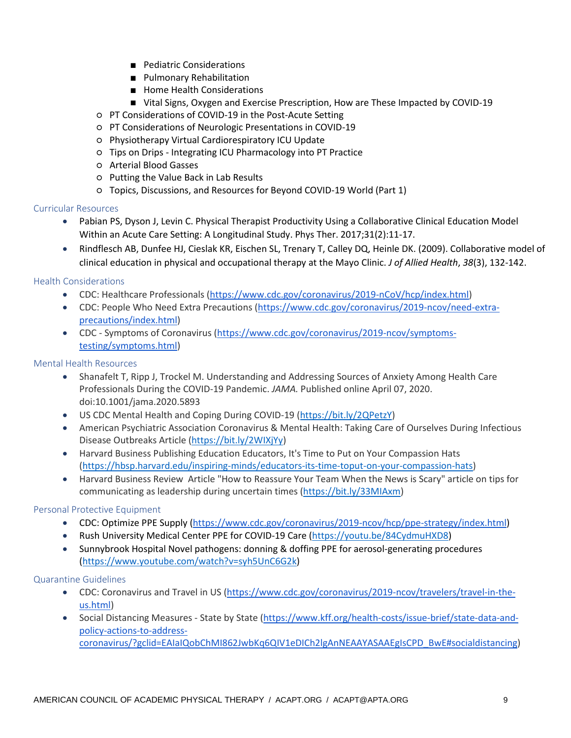- Pediatric Considerations
        - Pulmonary Rehabilitation
        - Home Health Considerations
        - Vital Signs, Oxygen and Exercise Prescription, How are These Impacted by COVID-19
    - PT Considerations of COVID-19 in the Post-Acute Setting
    - PT Considerations of Neurologic Presentations in COVID-19
    - Physiotherapy Virtual Cardiorespiratory ICU Update
    - Tips on Drips - Integrating ICU Pharmacology into PT Practice
    - Arterial Blood Gasses
    - Putting the Value Back in Lab Results
    - Topics, Discussions, and Resources for Beyond COVID-19 World (Part 1)

### Curricular Resources

- Pabian PS, Dyson J, Levin C. Physical Therapist Productivity Using a Collaborative Clinical Education Model Within an Acute Care Setting: A Longitudinal Study. Phys Ther. 2017;31(2):11-17.
- Rindflesch AB, Dunfee HJ, Cieslak KR, Eischen SL, Trenary T, Calley DQ, Heinle DK. (2009). Collaborative model of clinical education in physical and occupational therapy at the Mayo Clinic. *J of Allied Health*, *38*(3), 132-142.

### Health Considerations

- CDC: Healthcare Professionals (https://www.cdc.gov/coronavirus/2019-nCoV/hcp/index.html)
- CDC: People Who Need Extra Precautions (https://www.cdc.gov/coronavirus/2019-ncov/need-extra-precautions/index.html)
- CDC - Symptoms of Coronavirus (https://www.cdc.gov/coronavirus/2019-ncov/symptoms-testing/symptoms.html)

### Mental Health Resources

- Shanafelt T, Ripp J, Trockel M. Understanding and Addressing Sources of Anxiety Among Health Care Professionals During the COVID-19 Pandemic. *JAMA.* Published online April 07, 2020. doi:10.1001/jama.2020.5893
- US CDC Mental Health and Coping During COVID-19 (https://bit.ly/2QPetzY)
- American Psychiatric Association Coronavirus & Mental Health: Taking Care of Ourselves During Infectious Disease Outbreaks Article (https://bit.ly/2WIXjYy)
- Harvard Business Publishing Education Educators, It's Time to Put on Your Compassion Hats (https://hbsp.harvard.edu/inspiring-minds/educators-its-time-toput-on-your-compassion-hats)
- Harvard Business Review Article "How to Reassure Your Team When the News is Scary" article on tips for communicating as leadership during uncertain times (https://bit.ly/33MIAxm)

### Personal Protective Equipment

- CDC: Optimize PPE Supply (https://www.cdc.gov/coronavirus/2019-ncov/hcp/ppe-strategy/index.html)
- Rush University Medical Center PPE for COVID-19 Care (https://youtu.be/84CydmuHXD8)
- Sunnybrook Hospital Novel pathogens: donning & doffing PPE for aerosol-generating procedures (https://www.youtube.com/watch?v=syh5UnC6G2k)

### Quarantine Guidelines

- CDC: Coronavirus and Travel in US (https://www.cdc.gov/coronavirus/2019-ncov/travelers/travel-in-the-us.html)
- Social Distancing Measures - State by State (https://www.kff.org/health-costs/issue-brief/state-data-and-policy-actions-to-address-coronavirus/?gclid=EAIaIQobChMI862JwbKq6QIV1eDICh2lgAnNEAAYASAAEgIsCPD_BwE#socialdistancing)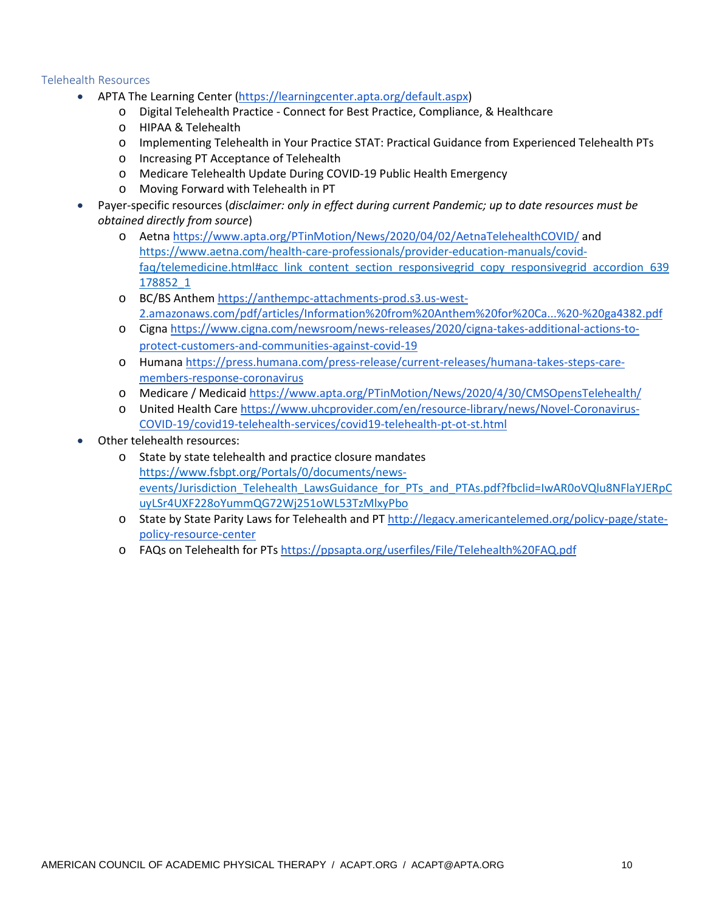## Telehealth Resources

- APTA The Learning Center (https://learningcenter.apta.org/default.aspx)
  - Digital Telehealth Practice - Connect for Best Practice, Compliance, & Healthcare
  - HIPAA & Telehealth
  - Implementing Telehealth in Your Practice STAT: Practical Guidance from Experienced Telehealth PTs
  - Increasing PT Acceptance of Telehealth
  - Medicare Telehealth Update During COVID-19 Public Health Emergency
  - Moving Forward with Telehealth in PT
- Payer-specific resources (*disclaimer: only in effect during current Pandemic; up to date resources must be obtained directly from source*)
  - Aetna https://www.apta.org/PTinMotion/News/2020/04/02/AetnaTelehealthCOVID/ and https://www.aetna.com/health-care-professionals/provider-education-manuals/covid-faq/telemedicine.html#acc_link_content_section_responsivegrid_copy_responsivegrid_accordion_639178852_1
  - BC/BS Anthem https://anthempc-attachments-prod.s3.us-west-2.amazonaws.com/pdf/articles/Information%20from%20Anthem%20for%20Ca...%20-%20ga4382.pdf
  - Cigna https://www.cigna.com/newsroom/news-releases/2020/cigna-takes-additional-actions-to-protect-customers-and-communities-against-covid-19
  - Humana https://press.humana.com/press-release/current-releases/humana-takes-steps-care-members-response-coronavirus
  - Medicare / Medicaid https://www.apta.org/PTinMotion/News/2020/4/30/CMSOpensTelehealth/
  - United Health Care https://www.uhcprovider.com/en/resource-library/news/Novel-Coronavirus-COVID-19/covid19-telehealth-services/covid19-telehealth-pt-ot-st.html
- Other telehealth resources:
  - State by state telehealth and practice closure mandates https://www.fsbpt.org/Portals/0/documents/news-events/Jurisdiction_Telehealth_LawsGuidance_for_PTs_and_PTAs.pdf?fbclid=IwAR0oVQlu8NFlaYJERpCuyLSr4UXF228oYummQG72Wj251oWL53TzMlxyPbo
  - State by State Parity Laws for Telehealth and PT http://legacy.americantelemed.org/policy-page/state-policy-resource-center
  - FAQs on Telehealth for PTs https://ppsapta.org/userfiles/File/Telehealth%20FAQ.pdf